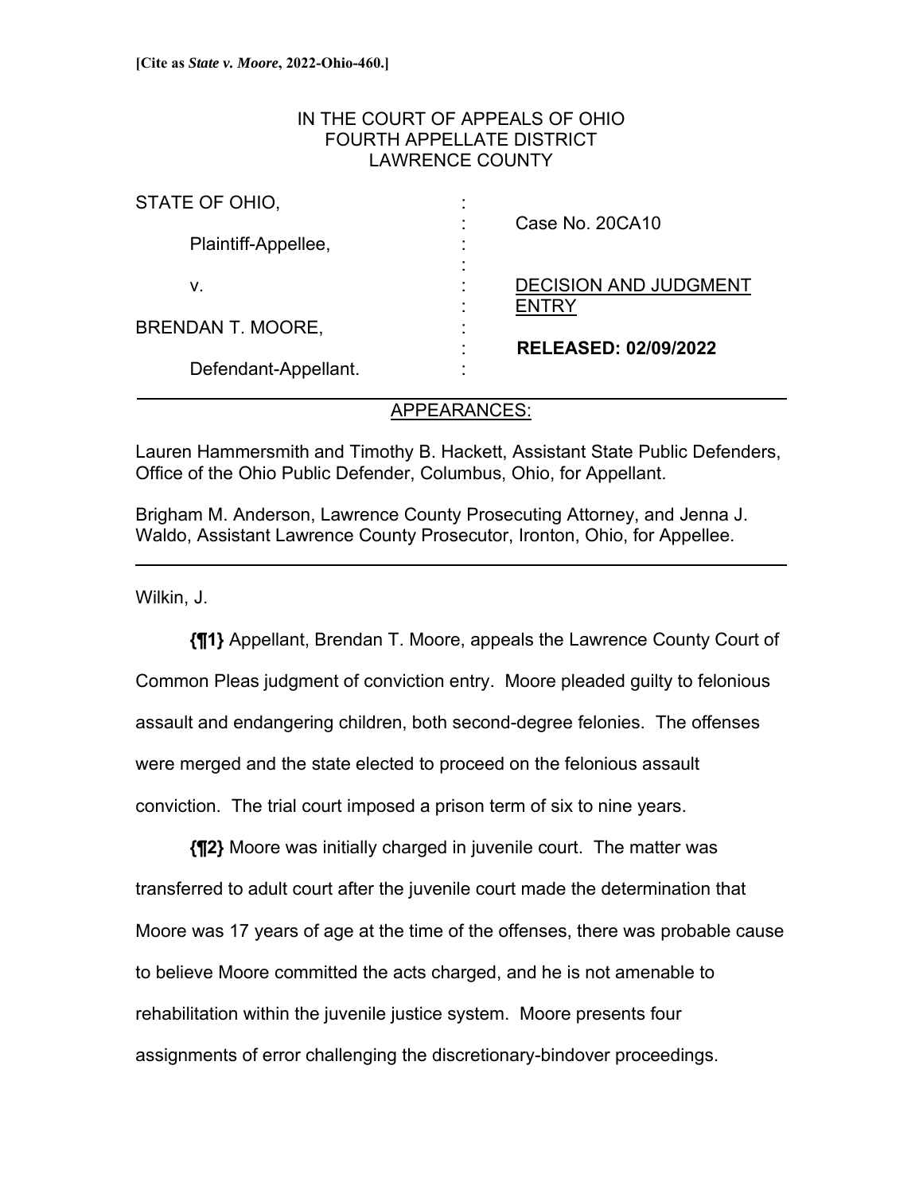**[Cite as *State v. Moore*, 2022-Ohio-460.]**

IN THE COURT OF APPEALS OF OHIO
FOURTH APPELLATE DISTRICT
LAWRENCE COUNTY

| | | |
|---|---|---|
| STATE OF OHIO, | : | Case No. 20CA10 |
| Plaintiff-Appellee, | : | |
| v. | : | DECISION AND JUDGMENT ENTRY |
| BRENDAN T. MOORE, | : | **RELEASED: 02/09/2022** |
| Defendant-Appellant. | : | |

APPEARANCES:

Lauren Hammersmith and Timothy B. Hackett, Assistant State Public Defenders, Office of the Ohio Public Defender, Columbus, Ohio, for Appellant.

Brigham M. Anderson, Lawrence County Prosecuting Attorney, and Jenna J. Waldo, Assistant Lawrence County Prosecutor, Ironton, Ohio, for Appellee.

Wilkin, J.

**{¶1}** Appellant, Brendan T. Moore, appeals the Lawrence County Court of Common Pleas judgment of conviction entry. Moore pleaded guilty to felonious assault and endangering children, both second-degree felonies. The offenses were merged and the state elected to proceed on the felonious assault conviction. The trial court imposed a prison term of six to nine years.

**{¶2}** Moore was initially charged in juvenile court. The matter was transferred to adult court after the juvenile court made the determination that Moore was 17 years of age at the time of the offenses, there was probable cause to believe Moore committed the acts charged, and he is not amenable to rehabilitation within the juvenile justice system. Moore presents four assignments of error challenging the discretionary-bindover proceedings.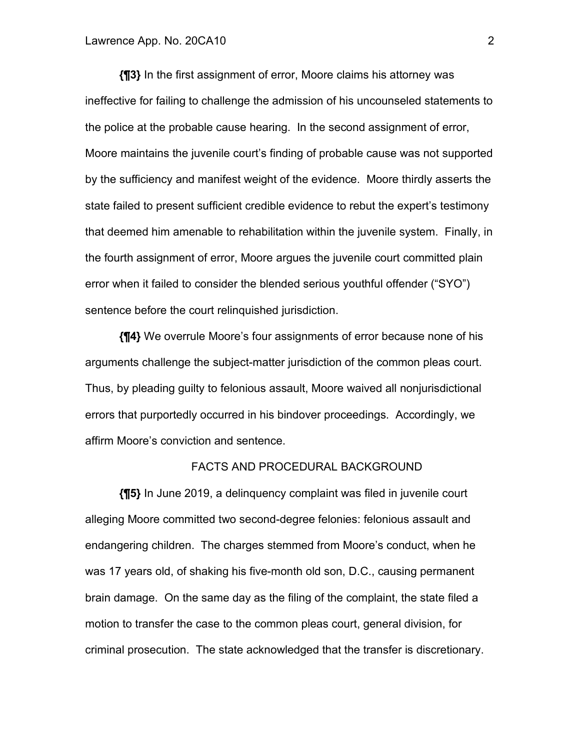**{¶3}** In the first assignment of error, Moore claims his attorney was ineffective for failing to challenge the admission of his uncounseled statements to the police at the probable cause hearing. In the second assignment of error, Moore maintains the juvenile court's finding of probable cause was not supported by the sufficiency and manifest weight of the evidence. Moore thirdly asserts the state failed to present sufficient credible evidence to rebut the expert's testimony that deemed him amenable to rehabilitation within the juvenile system. Finally, in the fourth assignment of error, Moore argues the juvenile court committed plain error when it failed to consider the blended serious youthful offender ("SYO") sentence before the court relinquished jurisdiction.

**{¶4}** We overrule Moore's four assignments of error because none of his arguments challenge the subject-matter jurisdiction of the common pleas court. Thus, by pleading guilty to felonious assault, Moore waived all nonjurisdictional errors that purportedly occurred in his bindover proceedings. Accordingly, we affirm Moore's conviction and sentence.

## FACTS AND PROCEDURAL BACKGROUND

**{¶5}** In June 2019, a delinquency complaint was filed in juvenile court alleging Moore committed two second-degree felonies: felonious assault and endangering children. The charges stemmed from Moore's conduct, when he was 17 years old, of shaking his five-month old son, D.C., causing permanent brain damage. On the same day as the filing of the complaint, the state filed a motion to transfer the case to the common pleas court, general division, for criminal prosecution. The state acknowledged that the transfer is discretionary.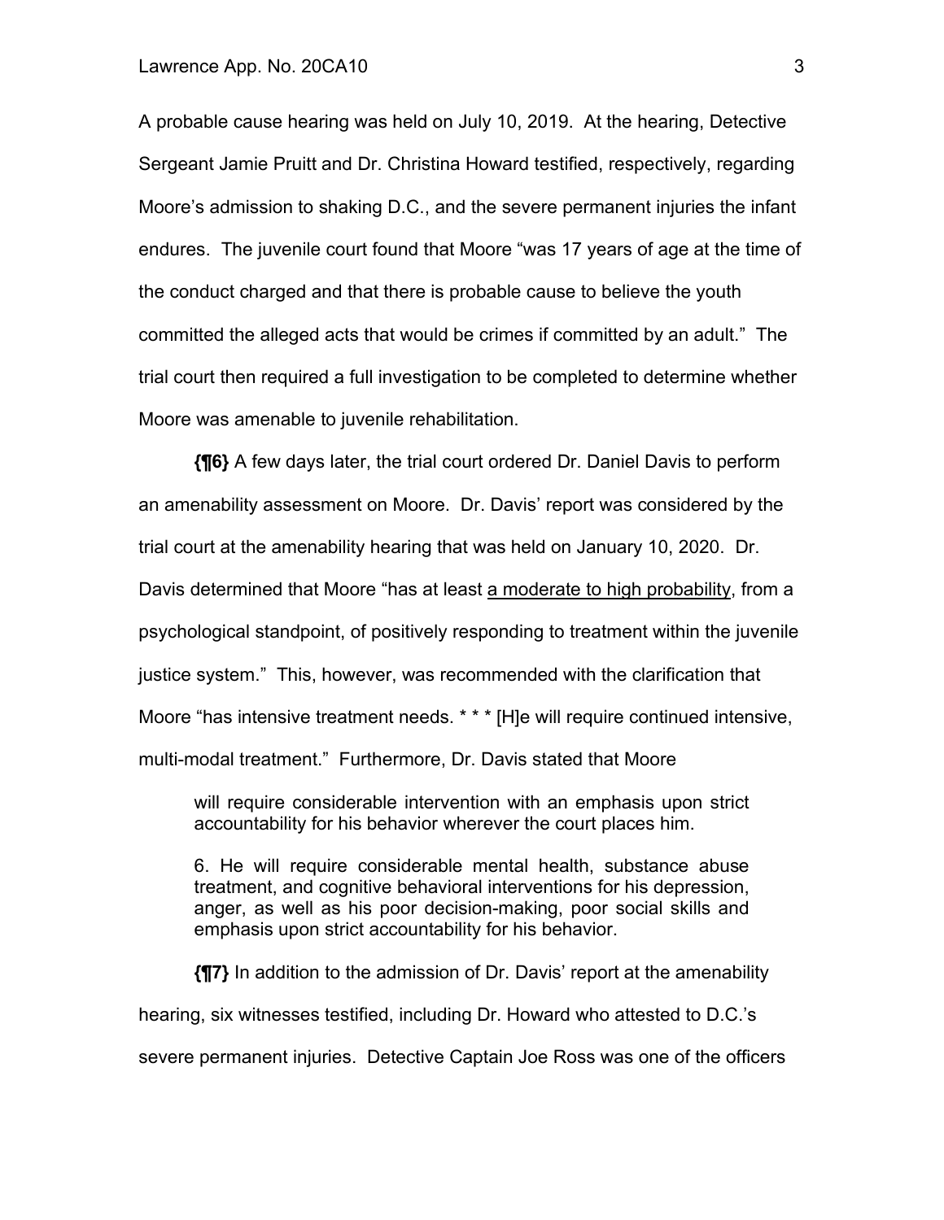A probable cause hearing was held on July 10, 2019. At the hearing, Detective Sergeant Jamie Pruitt and Dr. Christina Howard testified, respectively, regarding Moore's admission to shaking D.C., and the severe permanent injuries the infant endures. The juvenile court found that Moore "was 17 years of age at the time of the conduct charged and that there is probable cause to believe the youth committed the alleged acts that would be crimes if committed by an adult." The trial court then required a full investigation to be completed to determine whether Moore was amenable to juvenile rehabilitation.

**{¶6}** A few days later, the trial court ordered Dr. Daniel Davis to perform an amenability assessment on Moore. Dr. Davis' report was considered by the trial court at the amenability hearing that was held on January 10, 2020. Dr. Davis determined that Moore "has at least <u>a moderate to high probability</u>, from a psychological standpoint, of positively responding to treatment within the juvenile justice system." This, however, was recommended with the clarification that Moore "has intensive treatment needs. * * * [H]e will require continued intensive, multi-modal treatment." Furthermore, Dr. Davis stated that Moore

> will require considerable intervention with an emphasis upon strict accountability for his behavior wherever the court places him.
>
> 6. He will require considerable mental health, substance abuse treatment, and cognitive behavioral interventions for his depression, anger, as well as his poor decision-making, poor social skills and emphasis upon strict accountability for his behavior.

**{¶7}** In addition to the admission of Dr. Davis' report at the amenability hearing, six witnesses testified, including Dr. Howard who attested to D.C.'s severe permanent injuries. Detective Captain Joe Ross was one of the officers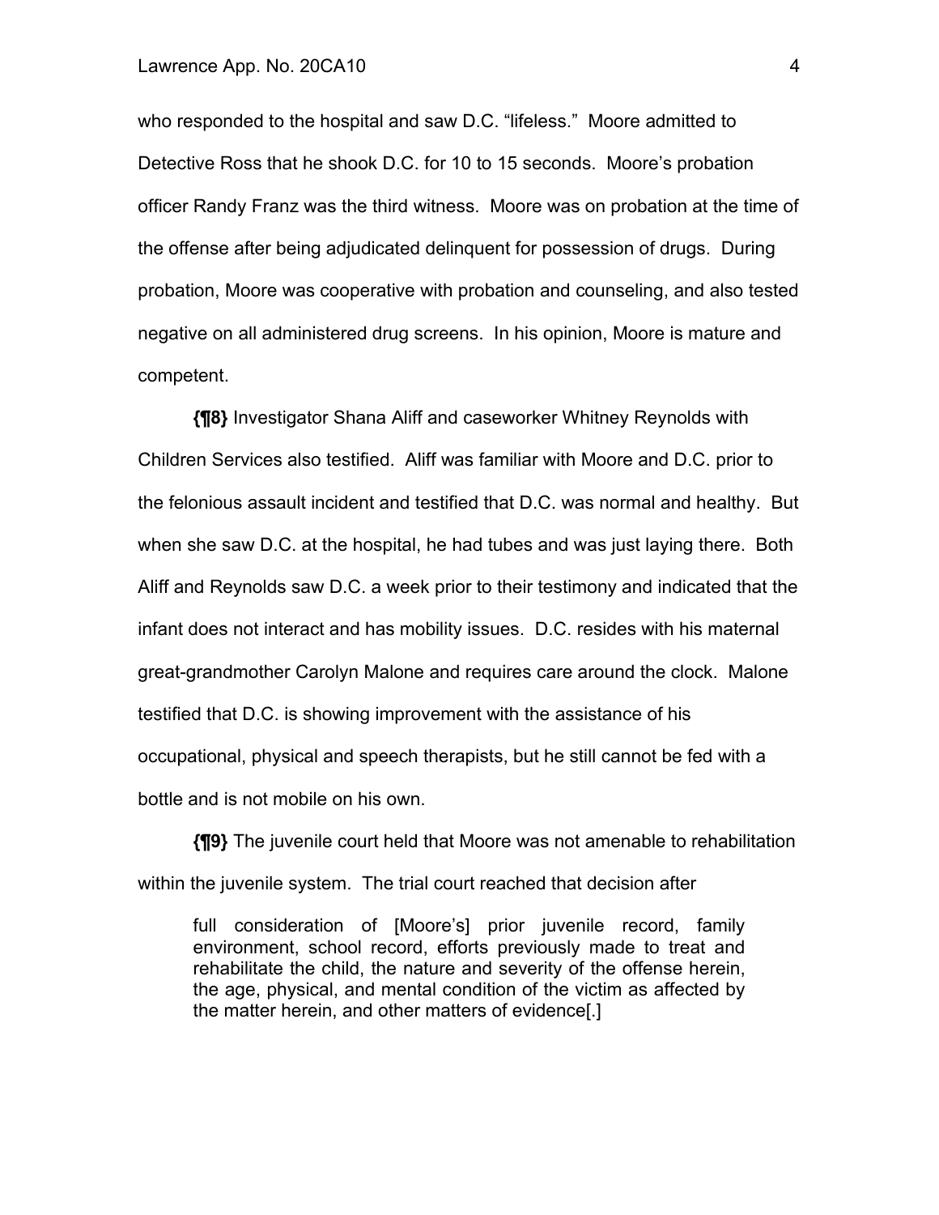who responded to the hospital and saw D.C. "lifeless." Moore admitted to Detective Ross that he shook D.C. for 10 to 15 seconds. Moore's probation officer Randy Franz was the third witness. Moore was on probation at the time of the offense after being adjudicated delinquent for possession of drugs. During probation, Moore was cooperative with probation and counseling, and also tested negative on all administered drug screens. In his opinion, Moore is mature and competent.

**{¶8}** Investigator Shana Aliff and caseworker Whitney Reynolds with Children Services also testified. Aliff was familiar with Moore and D.C. prior to the felonious assault incident and testified that D.C. was normal and healthy. But when she saw D.C. at the hospital, he had tubes and was just laying there. Both Aliff and Reynolds saw D.C. a week prior to their testimony and indicated that the infant does not interact and has mobility issues. D.C. resides with his maternal great-grandmother Carolyn Malone and requires care around the clock. Malone testified that D.C. is showing improvement with the assistance of his occupational, physical and speech therapists, but he still cannot be fed with a bottle and is not mobile on his own.

**{¶9}** The juvenile court held that Moore was not amenable to rehabilitation within the juvenile system. The trial court reached that decision after

> full consideration of [Moore's] prior juvenile record, family environment, school record, efforts previously made to treat and rehabilitate the child, the nature and severity of the offense herein, the age, physical, and mental condition of the victim as affected by the matter herein, and other matters of evidence[.]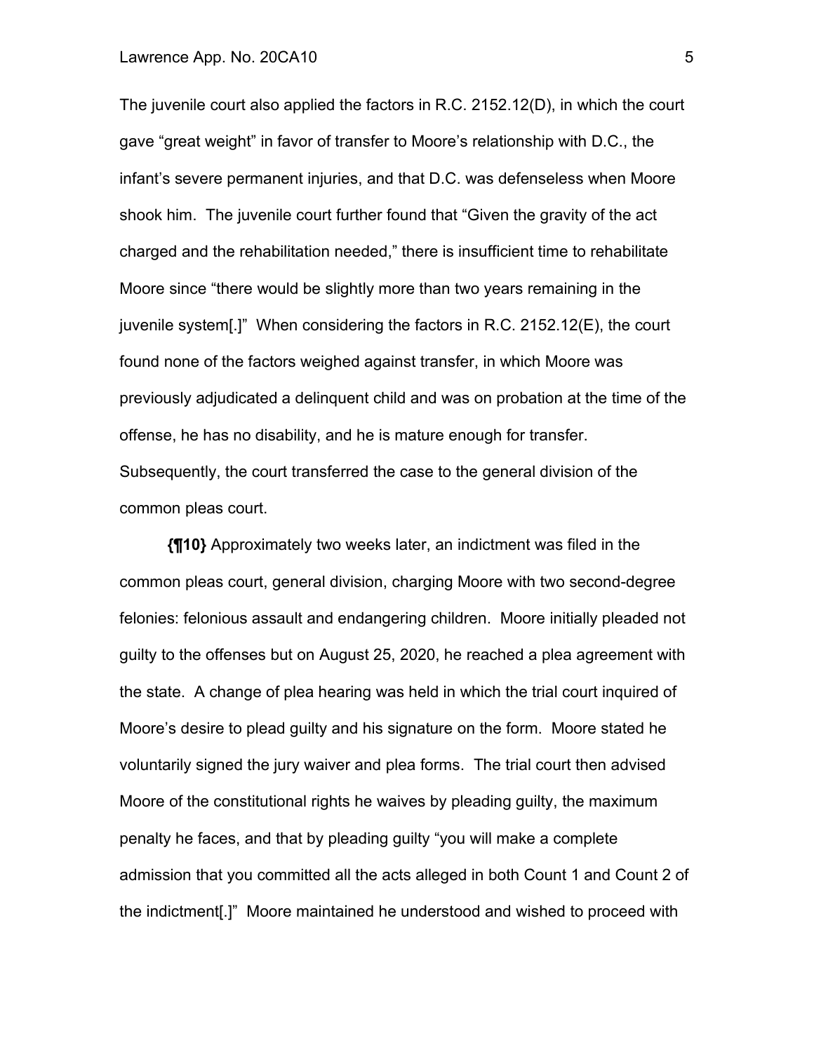The juvenile court also applied the factors in R.C. 2152.12(D), in which the court gave "great weight" in favor of transfer to Moore's relationship with D.C., the infant's severe permanent injuries, and that D.C. was defenseless when Moore shook him. The juvenile court further found that "Given the gravity of the act charged and the rehabilitation needed," there is insufficient time to rehabilitate Moore since "there would be slightly more than two years remaining in the juvenile system[.]" When considering the factors in R.C. 2152.12(E), the court found none of the factors weighed against transfer, in which Moore was previously adjudicated a delinquent child and was on probation at the time of the offense, he has no disability, and he is mature enough for transfer. Subsequently, the court transferred the case to the general division of the common pleas court.

**{¶10}** Approximately two weeks later, an indictment was filed in the common pleas court, general division, charging Moore with two second-degree felonies: felonious assault and endangering children. Moore initially pleaded not guilty to the offenses but on August 25, 2020, he reached a plea agreement with the state. A change of plea hearing was held in which the trial court inquired of Moore's desire to plead guilty and his signature on the form. Moore stated he voluntarily signed the jury waiver and plea forms. The trial court then advised Moore of the constitutional rights he waives by pleading guilty, the maximum penalty he faces, and that by pleading guilty "you will make a complete admission that you committed all the acts alleged in both Count 1 and Count 2 of the indictment[.]" Moore maintained he understood and wished to proceed with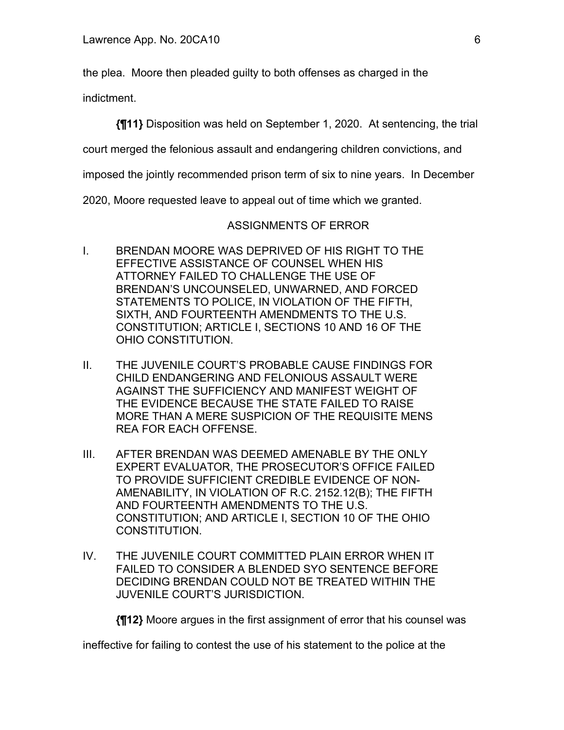the plea. Moore then pleaded guilty to both offenses as charged in the indictment.

**{¶11}** Disposition was held on September 1, 2020. At sentencing, the trial court merged the felonious assault and endangering children convictions, and imposed the jointly recommended prison term of six to nine years. In December 2020, Moore requested leave to appeal out of time which we granted.

ASSIGNMENTS OF ERROR

I. BRENDAN MOORE WAS DEPRIVED OF HIS RIGHT TO THE EFFECTIVE ASSISTANCE OF COUNSEL WHEN HIS ATTORNEY FAILED TO CHALLENGE THE USE OF BRENDAN'S UNCOUNSELED, UNWARNED, AND FORCED STATEMENTS TO POLICE, IN VIOLATION OF THE FIFTH, SIXTH, AND FOURTEENTH AMENDMENTS TO THE U.S. CONSTITUTION; ARTICLE I, SECTIONS 10 AND 16 OF THE OHIO CONSTITUTION.

II. THE JUVENILE COURT'S PROBABLE CAUSE FINDINGS FOR CHILD ENDANGERING AND FELONIOUS ASSAULT WERE AGAINST THE SUFFICIENCY AND MANIFEST WEIGHT OF THE EVIDENCE BECAUSE THE STATE FAILED TO RAISE MORE THAN A MERE SUSPICION OF THE REQUISITE MENS REA FOR EACH OFFENSE.

III. AFTER BRENDAN WAS DEEMED AMENABLE BY THE ONLY EXPERT EVALUATOR, THE PROSECUTOR'S OFFICE FAILED TO PROVIDE SUFFICIENT CREDIBLE EVIDENCE OF NON-AMENABILITY, IN VIOLATION OF R.C. 2152.12(B); THE FIFTH AND FOURTEENTH AMENDMENTS TO THE U.S. CONSTITUTION; AND ARTICLE I, SECTION 10 OF THE OHIO CONSTITUTION.

IV. THE JUVENILE COURT COMMITTED PLAIN ERROR WHEN IT FAILED TO CONSIDER A BLENDED SYO SENTENCE BEFORE DECIDING BRENDAN COULD NOT BE TREATED WITHIN THE JUVENILE COURT'S JURISDICTION.

**{¶12}** Moore argues in the first assignment of error that his counsel was ineffective for failing to contest the use of his statement to the police at the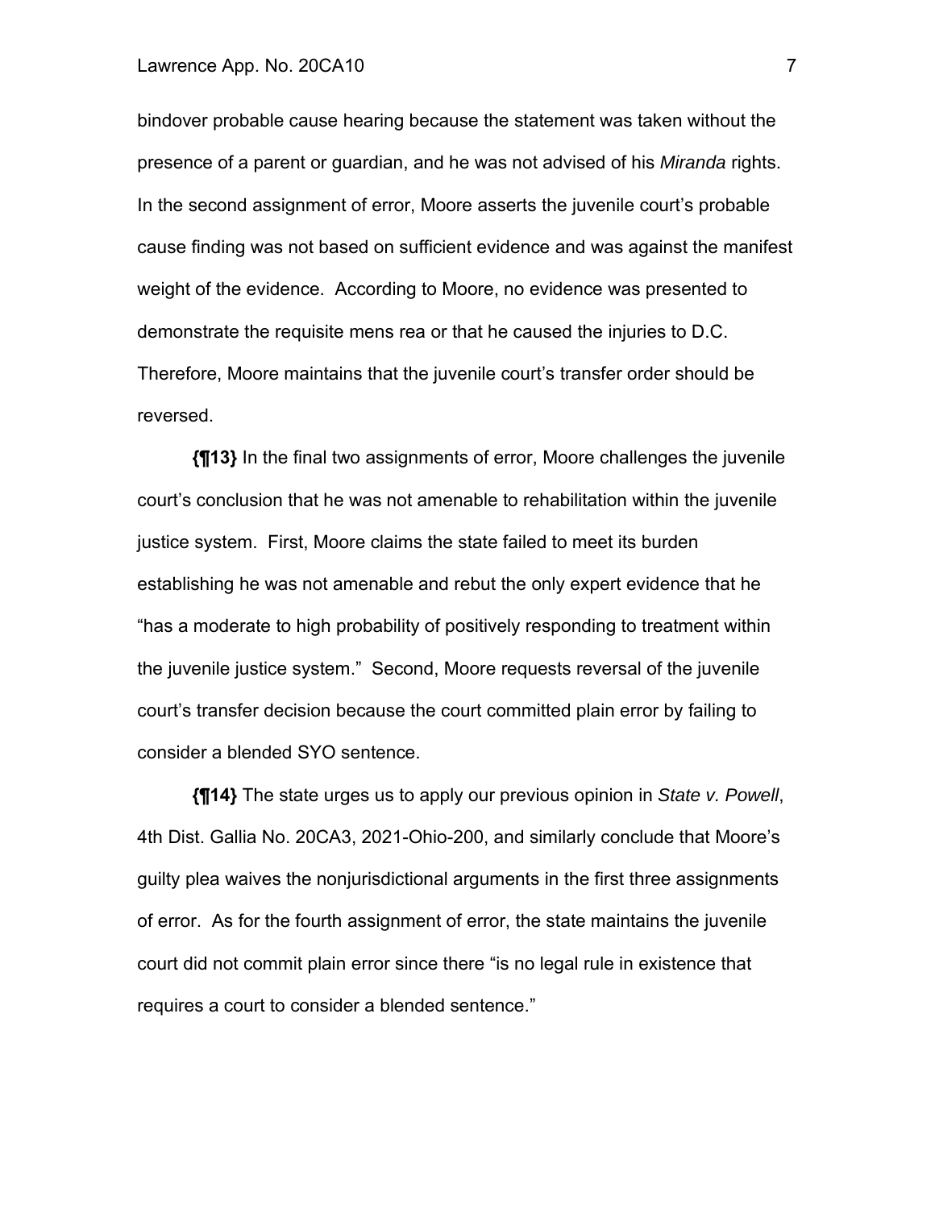bindover probable cause hearing because the statement was taken without the presence of a parent or guardian, and he was not advised of his *Miranda* rights. In the second assignment of error, Moore asserts the juvenile court's probable cause finding was not based on sufficient evidence and was against the manifest weight of the evidence. According to Moore, no evidence was presented to demonstrate the requisite mens rea or that he caused the injuries to D.C. Therefore, Moore maintains that the juvenile court's transfer order should be reversed.

**{¶13}** In the final two assignments of error, Moore challenges the juvenile court's conclusion that he was not amenable to rehabilitation within the juvenile justice system. First, Moore claims the state failed to meet its burden establishing he was not amenable and rebut the only expert evidence that he "has a moderate to high probability of positively responding to treatment within the juvenile justice system." Second, Moore requests reversal of the juvenile court's transfer decision because the court committed plain error by failing to consider a blended SYO sentence.

**{¶14}** The state urges us to apply our previous opinion in *State v. Powell*, 4th Dist. Gallia No. 20CA3, 2021-Ohio-200, and similarly conclude that Moore's guilty plea waives the nonjurisdictional arguments in the first three assignments of error. As for the fourth assignment of error, the state maintains the juvenile court did not commit plain error since there "is no legal rule in existence that requires a court to consider a blended sentence."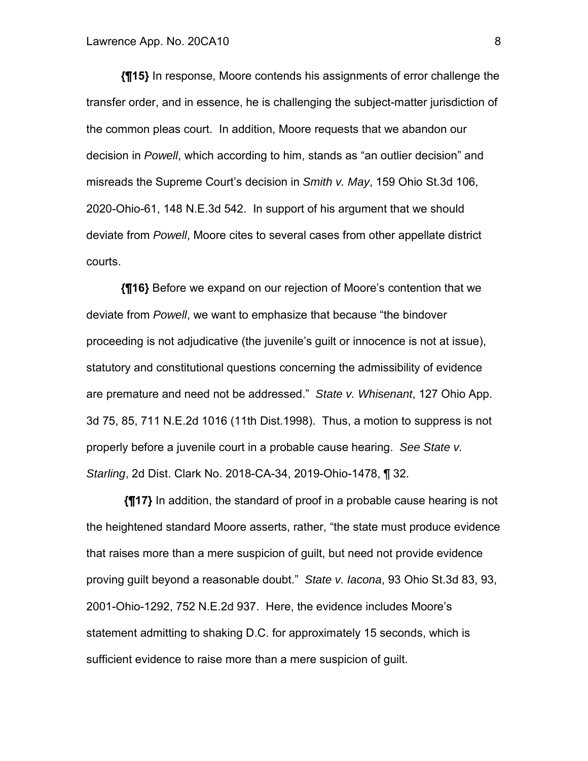**{¶15}** In response, Moore contends his assignments of error challenge the transfer order, and in essence, he is challenging the subject-matter jurisdiction of the common pleas court. In addition, Moore requests that we abandon our decision in *Powell*, which according to him, stands as "an outlier decision" and misreads the Supreme Court's decision in *Smith v. May*, 159 Ohio St.3d 106, 2020-Ohio-61, 148 N.E.3d 542. In support of his argument that we should deviate from *Powell*, Moore cites to several cases from other appellate district courts.

**{¶16}** Before we expand on our rejection of Moore's contention that we deviate from *Powell*, we want to emphasize that because "the bindover proceeding is not adjudicative (the juvenile's guilt or innocence is not at issue), statutory and constitutional questions concerning the admissibility of evidence are premature and need not be addressed." *State v. Whisenant*, 127 Ohio App. 3d 75, 85, 711 N.E.2d 1016 (11th Dist.1998). Thus, a motion to suppress is not properly before a juvenile court in a probable cause hearing. *See State v. Starling*, 2d Dist. Clark No. 2018-CA-34, 2019-Ohio-1478, ¶ 32.

**{¶17}** In addition, the standard of proof in a probable cause hearing is not the heightened standard Moore asserts, rather, "the state must produce evidence that raises more than a mere suspicion of guilt, but need not provide evidence proving guilt beyond a reasonable doubt." *State v. Iacona*, 93 Ohio St.3d 83, 93, 2001-Ohio-1292, 752 N.E.2d 937. Here, the evidence includes Moore's statement admitting to shaking D.C. for approximately 15 seconds, which is sufficient evidence to raise more than a mere suspicion of guilt.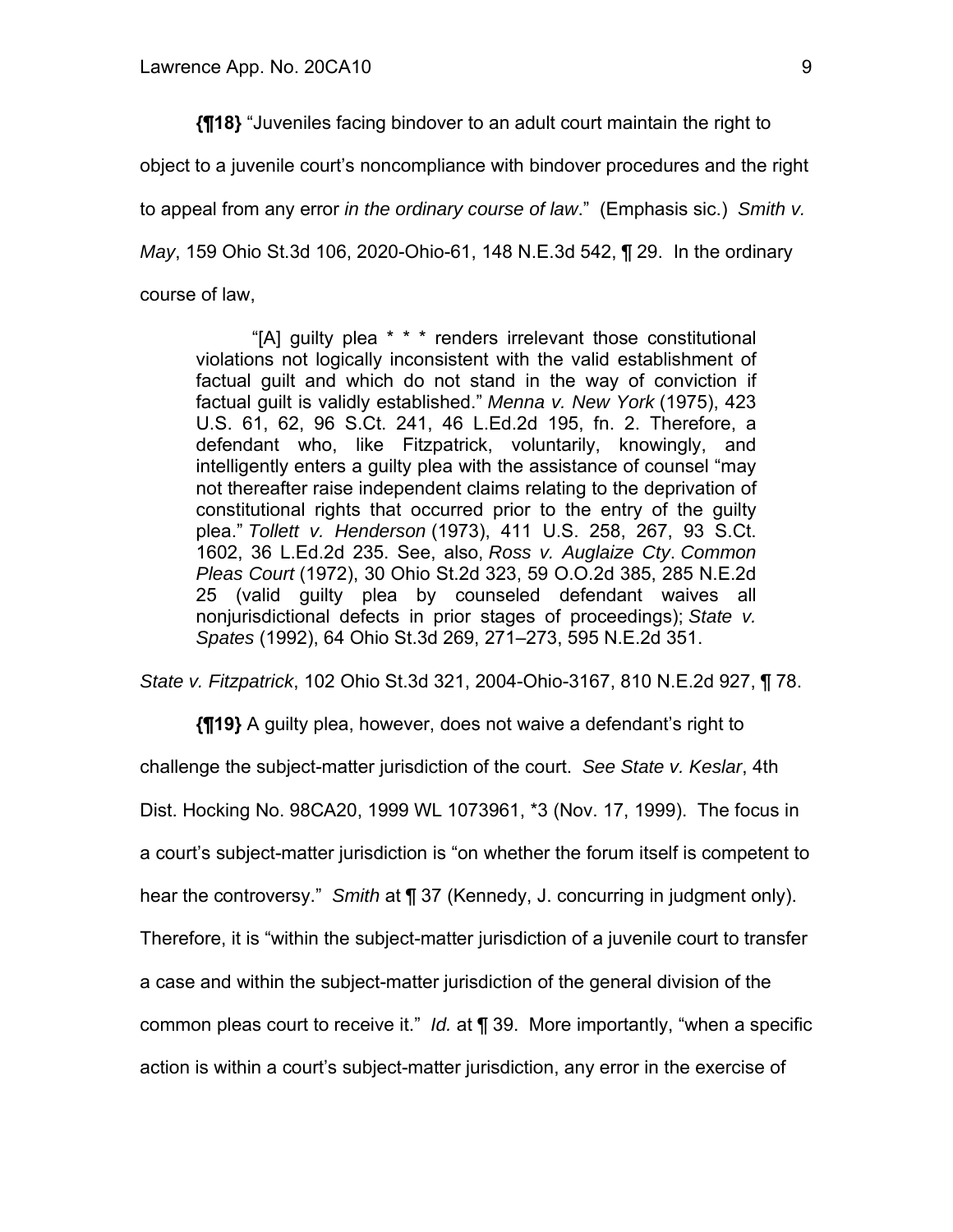**{¶18}** "Juveniles facing bindover to an adult court maintain the right to object to a juvenile court's noncompliance with bindover procedures and the right to appeal from any error *in the ordinary course of law*." (Emphasis sic.) *Smith v. May*, 159 Ohio St.3d 106, 2020-Ohio-61, 148 N.E.3d 542, ¶ 29. In the ordinary course of law,

> "[A] guilty plea * * * renders irrelevant those constitutional violations not logically inconsistent with the valid establishment of factual guilt and which do not stand in the way of conviction if factual guilt is validly established." *Menna v. New York* (1975), 423 U.S. 61, 62, 96 S.Ct. 241, 46 L.Ed.2d 195, fn. 2. Therefore, a defendant who, like Fitzpatrick, voluntarily, knowingly, and intelligently enters a guilty plea with the assistance of counsel "may not thereafter raise independent claims relating to the deprivation of constitutional rights that occurred prior to the entry of the guilty plea." *Tollett v. Henderson* (1973), 411 U.S. 258, 267, 93 S.Ct. 1602, 36 L.Ed.2d 235. See, also, *Ross v. Auglaize Cty. Common Pleas Court* (1972), 30 Ohio St.2d 323, 59 O.O.2d 385, 285 N.E.2d 25 (valid guilty plea by counseled defendant waives all nonjurisdictional defects in prior stages of proceedings); *State v. Spates* (1992), 64 Ohio St.3d 269, 271–273, 595 N.E.2d 351.

*State v. Fitzpatrick*, 102 Ohio St.3d 321, 2004-Ohio-3167, 810 N.E.2d 927, ¶ 78.

**{¶19}** A guilty plea, however, does not waive a defendant's right to challenge the subject-matter jurisdiction of the court. *See State v. Keslar*, 4th Dist. Hocking No. 98CA20, 1999 WL 1073961, *3 (Nov. 17, 1999). The focus in a court's subject-matter jurisdiction is "on whether the forum itself is competent to hear the controversy." *Smith* at ¶ 37 (Kennedy, J. concurring in judgment only). Therefore, it is "within the subject-matter jurisdiction of a juvenile court to transfer a case and within the subject-matter jurisdiction of the general division of the common pleas court to receive it." *Id.* at ¶ 39. More importantly, "when a specific action is within a court's subject-matter jurisdiction, any error in the exercise of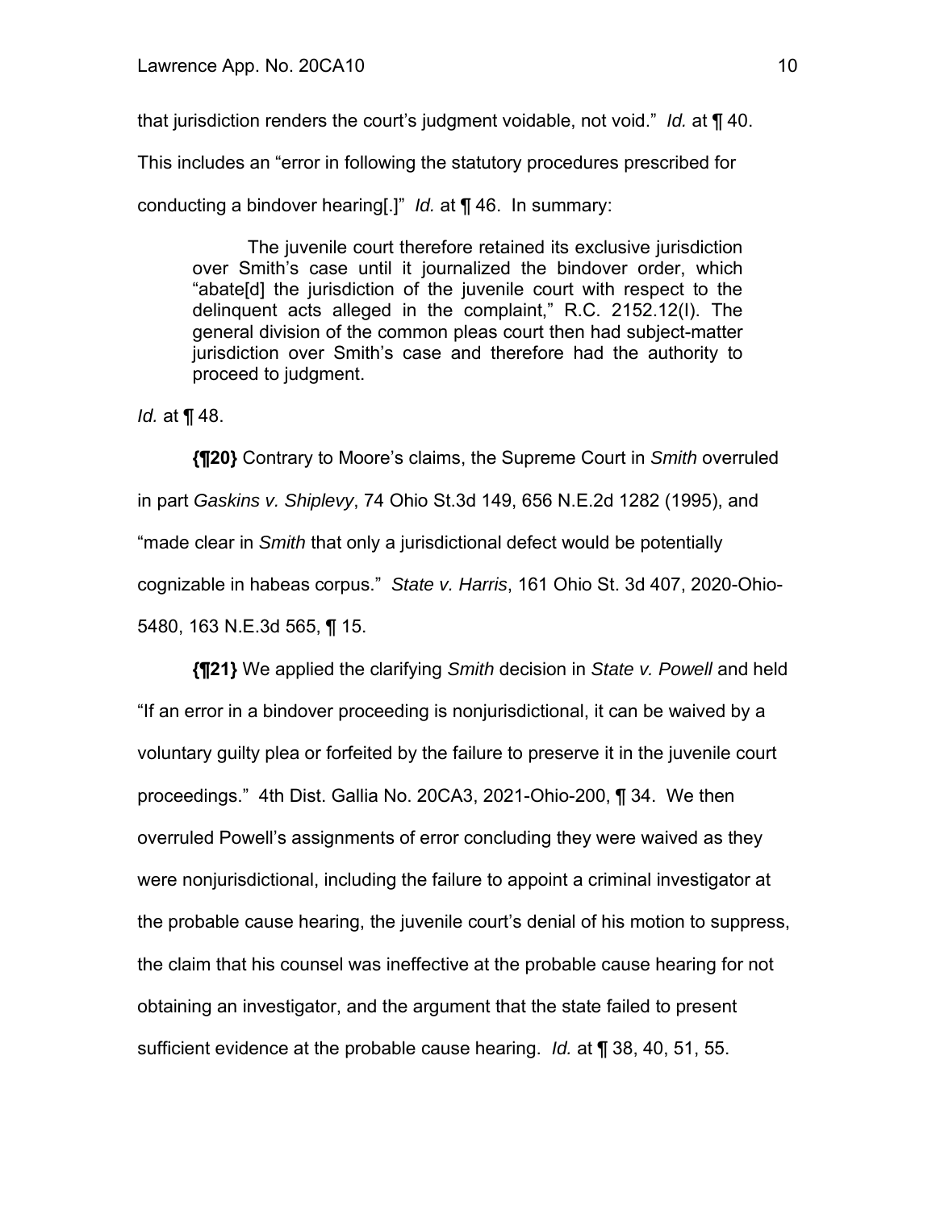that jurisdiction renders the court's judgment voidable, not void." *Id.* at ¶ 40. This includes an "error in following the statutory procedures prescribed for conducting a bindover hearing[.]" *Id.* at ¶ 46. In summary:

> The juvenile court therefore retained its exclusive jurisdiction over Smith's case until it journalized the bindover order, which "abate[d] the jurisdiction of the juvenile court with respect to the delinquent acts alleged in the complaint," R.C. 2152.12(I). The general division of the common pleas court then had subject-matter jurisdiction over Smith's case and therefore had the authority to proceed to judgment.

*Id.* at ¶ 48.

**{¶20}** Contrary to Moore's claims, the Supreme Court in *Smith* overruled in part *Gaskins v. Shiplevy*, 74 Ohio St.3d 149, 656 N.E.2d 1282 (1995), and "made clear in *Smith* that only a jurisdictional defect would be potentially cognizable in habeas corpus." *State v. Harris*, 161 Ohio St. 3d 407, 2020-Ohio-5480, 163 N.E.3d 565, ¶ 15.

**{¶21}** We applied the clarifying *Smith* decision in *State v. Powell* and held "If an error in a bindover proceeding is nonjurisdictional, it can be waived by a voluntary guilty plea or forfeited by the failure to preserve it in the juvenile court proceedings." 4th Dist. Gallia No. 20CA3, 2021-Ohio-200, ¶ 34. We then overruled Powell's assignments of error concluding they were waived as they were nonjurisdictional, including the failure to appoint a criminal investigator at the probable cause hearing, the juvenile court's denial of his motion to suppress, the claim that his counsel was ineffective at the probable cause hearing for not obtaining an investigator, and the argument that the state failed to present sufficient evidence at the probable cause hearing. *Id.* at ¶ 38, 40, 51, 55.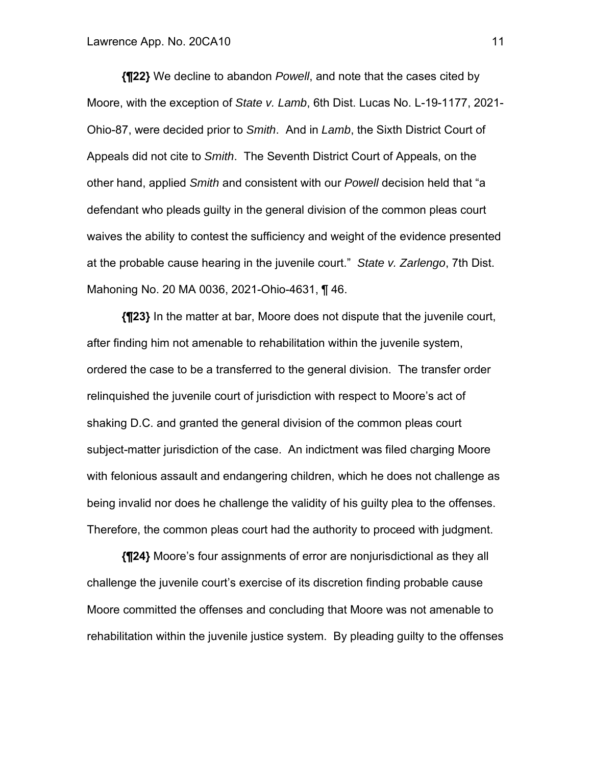**{¶22}** We decline to abandon *Powell*, and note that the cases cited by Moore, with the exception of *State v. Lamb*, 6th Dist. Lucas No. L-19-1177, 2021-Ohio-87, were decided prior to *Smith*. And in *Lamb*, the Sixth District Court of Appeals did not cite to *Smith*. The Seventh District Court of Appeals, on the other hand, applied *Smith* and consistent with our *Powell* decision held that "a defendant who pleads guilty in the general division of the common pleas court waives the ability to contest the sufficiency and weight of the evidence presented at the probable cause hearing in the juvenile court." *State v. Zarlengo*, 7th Dist. Mahoning No. 20 MA 0036, 2021-Ohio-4631, ¶ 46.

**{¶23}** In the matter at bar, Moore does not dispute that the juvenile court, after finding him not amenable to rehabilitation within the juvenile system, ordered the case to be a transferred to the general division. The transfer order relinquished the juvenile court of jurisdiction with respect to Moore's act of shaking D.C. and granted the general division of the common pleas court subject-matter jurisdiction of the case. An indictment was filed charging Moore with felonious assault and endangering children, which he does not challenge as being invalid nor does he challenge the validity of his guilty plea to the offenses. Therefore, the common pleas court had the authority to proceed with judgment.

**{¶24}** Moore's four assignments of error are nonjurisdictional as they all challenge the juvenile court's exercise of its discretion finding probable cause Moore committed the offenses and concluding that Moore was not amenable to rehabilitation within the juvenile justice system. By pleading guilty to the offenses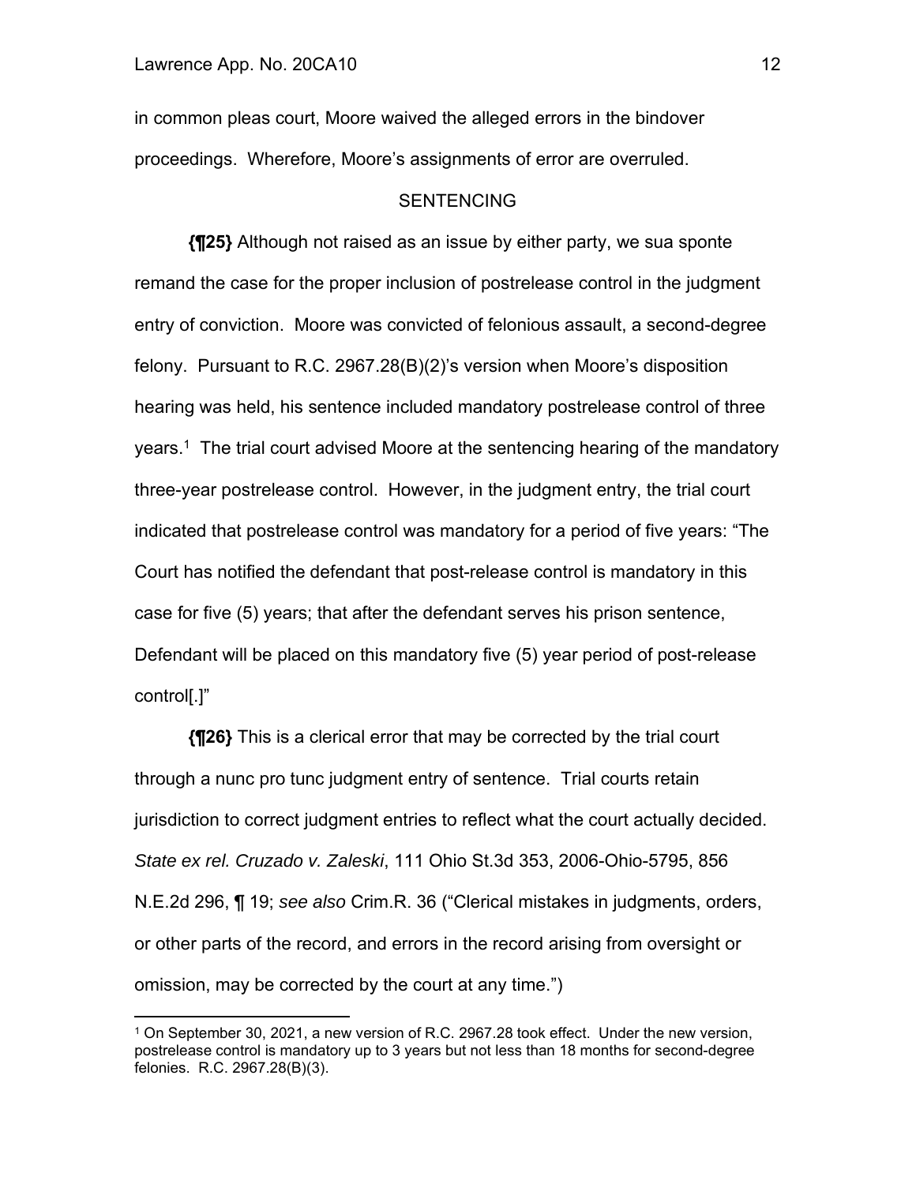in common pleas court, Moore waived the alleged errors in the bindover proceedings. Wherefore, Moore's assignments of error are overruled.

## SENTENCING

**{¶25}** Although not raised as an issue by either party, we sua sponte remand the case for the proper inclusion of postrelease control in the judgment entry of conviction. Moore was convicted of felonious assault, a second-degree felony. Pursuant to R.C. 2967.28(B)(2)'s version when Moore's disposition hearing was held, his sentence included mandatory postrelease control of three years.[1] The trial court advised Moore at the sentencing hearing of the mandatory three-year postrelease control. However, in the judgment entry, the trial court indicated that postrelease control was mandatory for a period of five years: "The Court has notified the defendant that post-release control is mandatory in this case for five (5) years; that after the defendant serves his prison sentence, Defendant will be placed on this mandatory five (5) year period of post-release control[.]"

**{¶26}** This is a clerical error that may be corrected by the trial court through a nunc pro tunc judgment entry of sentence. Trial courts retain jurisdiction to correct judgment entries to reflect what the court actually decided. *State ex rel. Cruzado v. Zaleski*, 111 Ohio St.3d 353, 2006-Ohio-5795, 856 N.E.2d 296, ¶ 19; *see also* Crim.R. 36 ("Clerical mistakes in judgments, orders, or other parts of the record, and errors in the record arising from oversight or omission, may be corrected by the court at any time.")

---

[1] On September 30, 2021, a new version of R.C. 2967.28 took effect. Under the new version, postrelease control is mandatory up to 3 years but not less than 18 months for second-degree felonies. R.C. 2967.28(B)(3).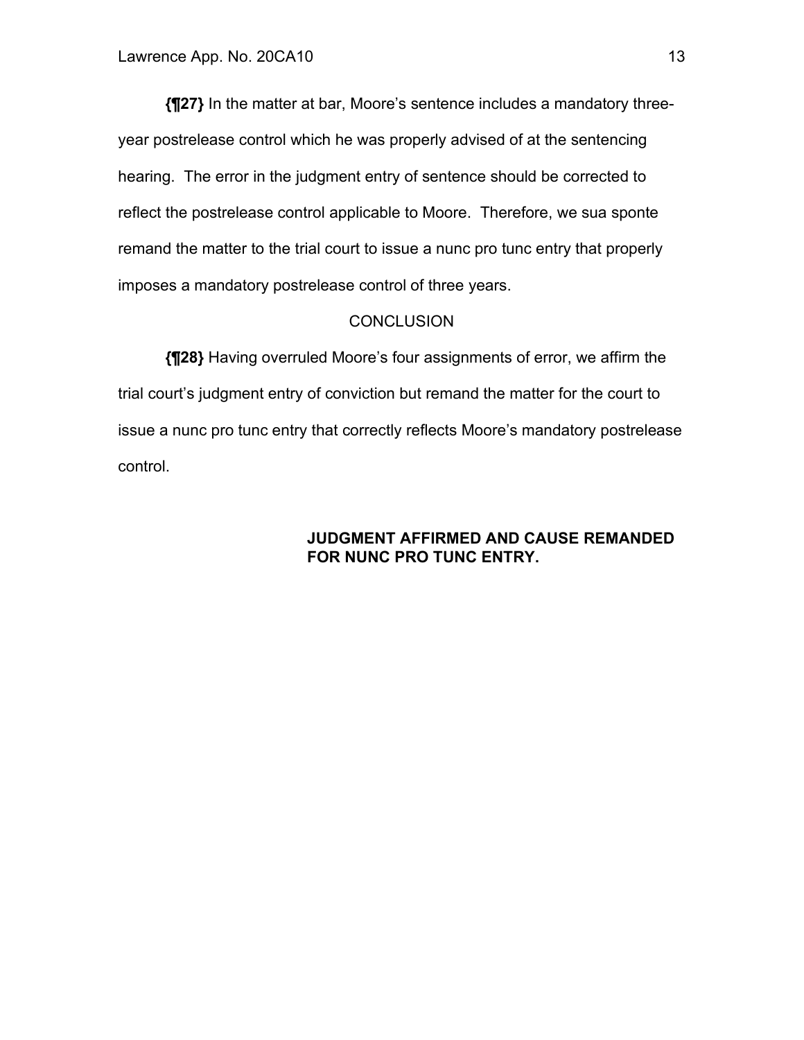**{¶27}** In the matter at bar, Moore's sentence includes a mandatory three-year postrelease control which he was properly advised of at the sentencing hearing. The error in the judgment entry of sentence should be corrected to reflect the postrelease control applicable to Moore. Therefore, we sua sponte remand the matter to the trial court to issue a nunc pro tunc entry that properly imposes a mandatory postrelease control of three years.

CONCLUSION

**{¶28}** Having overruled Moore's four assignments of error, we affirm the trial court's judgment entry of conviction but remand the matter for the court to issue a nunc pro tunc entry that correctly reflects Moore's mandatory postrelease control.

**JUDGMENT AFFIRMED AND CAUSE REMANDED FOR NUNC PRO TUNC ENTRY.**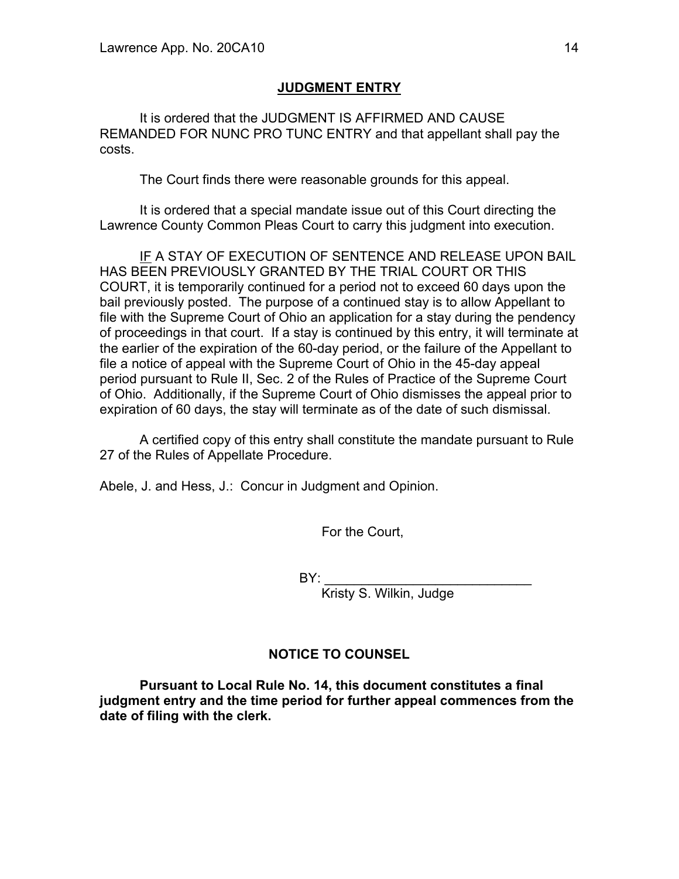**JUDGMENT ENTRY**

It is ordered that the JUDGMENT IS AFFIRMED AND CAUSE REMANDED FOR NUNC PRO TUNC ENTRY and that appellant shall pay the costs.

The Court finds there were reasonable grounds for this appeal.

It is ordered that a special mandate issue out of this Court directing the Lawrence County Common Pleas Court to carry this judgment into execution.

IF A STAY OF EXECUTION OF SENTENCE AND RELEASE UPON BAIL HAS BEEN PREVIOUSLY GRANTED BY THE TRIAL COURT OR THIS COURT, it is temporarily continued for a period not to exceed 60 days upon the bail previously posted. The purpose of a continued stay is to allow Appellant to file with the Supreme Court of Ohio an application for a stay during the pendency of proceedings in that court. If a stay is continued by this entry, it will terminate at the earlier of the expiration of the 60-day period, or the failure of the Appellant to file a notice of appeal with the Supreme Court of Ohio in the 45-day appeal period pursuant to Rule II, Sec. 2 of the Rules of Practice of the Supreme Court of Ohio. Additionally, if the Supreme Court of Ohio dismisses the appeal prior to expiration of 60 days, the stay will terminate as of the date of such dismissal.

A certified copy of this entry shall constitute the mandate pursuant to Rule 27 of the Rules of Appellate Procedure.

Abele, J. and Hess, J.: Concur in Judgment and Opinion.

For the Court,

BY: ____________________________

Kristy S. Wilkin, Judge

**NOTICE TO COUNSEL**

**Pursuant to Local Rule No. 14, this document constitutes a final judgment entry and the time period for further appeal commences from the date of filing with the clerk.**